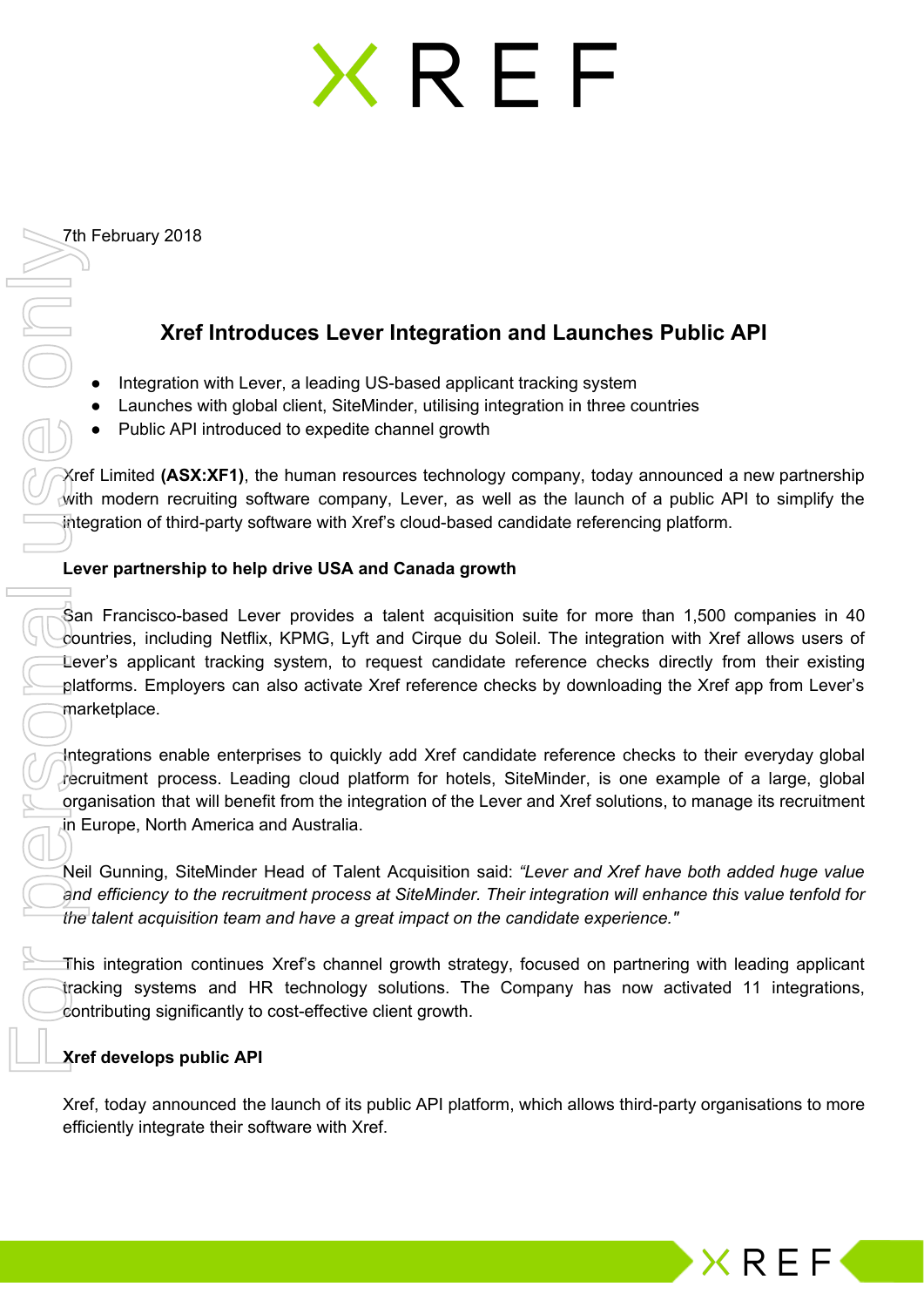7th February 2018

# Xref Introduces Lever Integration and Launches Public API

- Integration with Lever, a leading US-based applicant tracking system
- Launches with global client, SiteMinder, utilising integration in three countries
- Public API introduced to expedite channel growth

Xref Limited **(ASX:XF1)**, the human resources technology company, today announced a new partnership with modern recruiting software company, Lever, as well as the launch of a public API to simplify the integration of third-party software with Xref's cloud-based candidate referencing platform.

**Lever partnership to help drive USA and Canada growth**

San Francisco-based Lever provides a talent acquisition suite for more than 1,500 companies in 40 countries, including Netflix, KPMG, Lyft and Cirque du Soleil. The integration with Xref allows users of Lever's applicant tracking system, to request candidate reference checks directly from their existing platforms. Employers can also activate Xref reference checks by downloading the Xref app from Lever's marketplace.

Integrations enable enterprises to quickly add Xref candidate reference checks to their everyday global recruitment process. Leading cloud platform for hotels, SiteMinder, is one example of a large, global organisation that will benefit from the integration of the Lever and Xref solutions, to manage its recruitment in Europe, North America and Australia.

Neil Gunning, SiteMinder Head of Talent Acquisition said: *"Lever and Xref have both added huge value and efficiency to the recruitment process at SiteMinder. Their integration will enhance this value tenfold for the talent acquisition team and have a great impact on the candidate experience."*

This integration continues Xref's channel growth strategy, focused on partnering with leading applicant tracking systems and HR technology solutions. The Company has now activated 11 integrations, contributing significantly to cost-effective client growth.

**Xref develops public API**

Xref, today announced the launch of its public API platform, which allows third-party organisations to more efficiently integrate their software with Xref.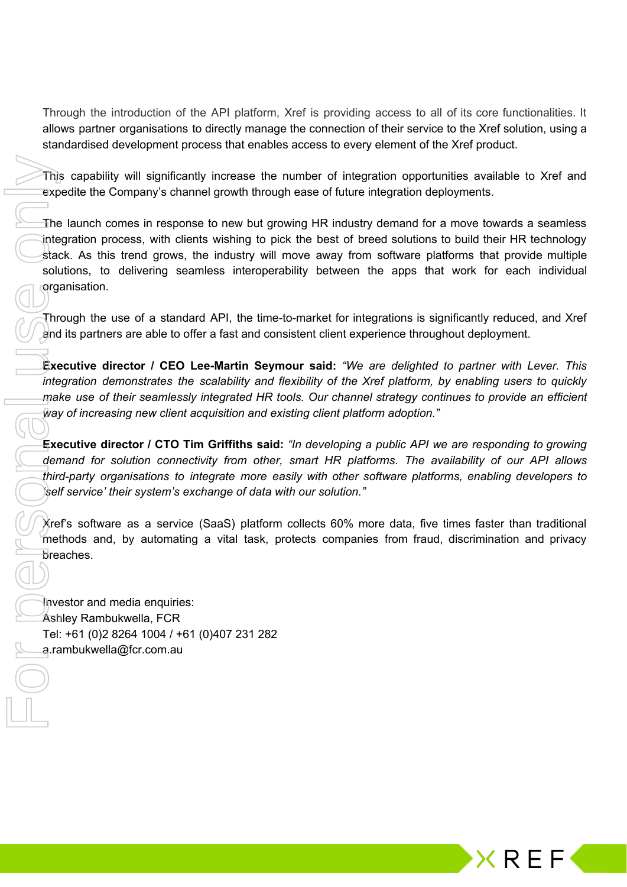Through the introduction of the API platform, Xref is providing access to all of its core functionalities. It allows partner organisations to directly manage the connection of their service to the Xref solution, using a standardised development process that enables access to every element of the Xref product.

This capability will significantly increase the number of integration opportunities available to Xref and expedite the Company's channel growth through ease of future integration deployments.

The launch comes in response to new but growing HR industry demand for a move towards a seamless integration process, with clients wishing to pick the best of breed solutions to build their HR technology stack. As this trend grows, the industry will move away from software platforms that provide multiple solutions, to delivering seamless interoperability between the apps that work for each individual organisation.

Through the use of a standard API, the time-to-market for integrations is significantly reduced, and Xref and its partners are able to offer a fast and consistent client experience throughout deployment.

**Executive director / CEO Lee-Martin Seymour said:** *"We are delighted to partner with Lever. This integration demonstrates the scalability and flexibility of the Xref platform, by enabling users to quickly make use of their seamlessly integrated HR tools. Our channel strategy continues to provide an efficient way of increasing new client acquisition and existing client platform adoption."*

**Executive director / CTO Tim Griffiths said:** *"In developing a public API we are responding to growing demand for solution connectivity from other, smart HR platforms. The availability of our API allows third-party organisations to integrate more easily with other software platforms, enabling developers to 'self service' their system's exchange of data with our solution."*

Xref's software as a service (SaaS) platform collects 60% more data, five times faster than traditional methods and, by automating a vital task, protects companies from fraud, discrimination and privacy breaches.

Investor and media enquiries:
Ashley Rambukwella, FCR
Tel: +61 (0)2 8264 1004 / +61 (0)407 231 282
a.rambukwella@fcr.com.au